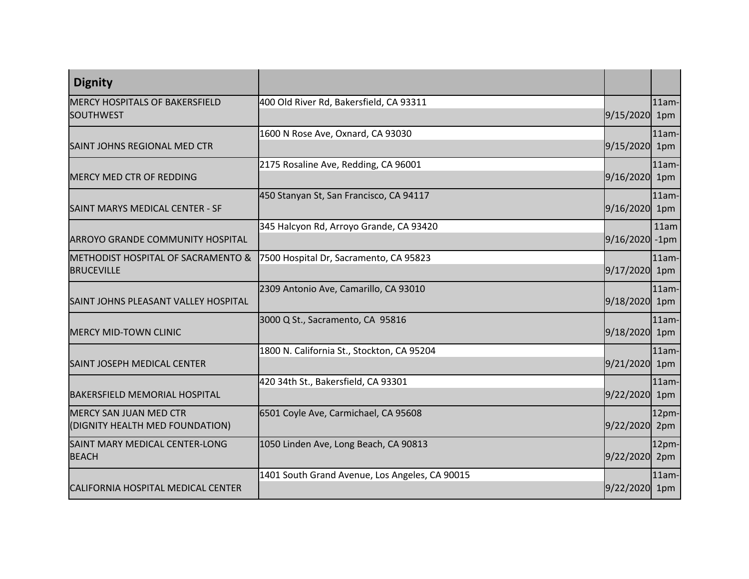| Dignity | | | |
|---|---|---|---|
| MERCY HOSPITALS OF BAKERSFIELD SOUTHWEST | 400 Old River Rd, Bakersfield, CA 93311 | 9/15/2020 | 11am-1pm |
| SAINT JOHNS REGIONAL MED CTR | 1600 N Rose Ave, Oxnard, CA 93030 | 9/15/2020 | 11am-1pm |
| MERCY MED CTR OF REDDING | 2175 Rosaline Ave, Redding, CA 96001 | 9/16/2020 | 11am-1pm |
| SAINT MARYS MEDICAL CENTER - SF | 450 Stanyan St, San Francisco, CA 94117 | 9/16/2020 | 11am-1pm |
| ARROYO GRANDE COMMUNITY HOSPITAL | 345 Halcyon Rd, Arroyo Grande, CA 93420 | 9/16/2020 | 11am -1pm |
| METHODIST HOSPITAL OF SACRAMENTO & BRUCEVILLE | 7500 Hospital Dr, Sacramento, CA 95823 | 9/17/2020 | 11am-1pm |
| SAINT JOHNS PLEASANT VALLEY HOSPITAL | 2309 Antonio Ave, Camarillo, CA 93010 | 9/18/2020 | 11am-1pm |
| MERCY MID-TOWN CLINIC | 3000 Q St., Sacramento, CA 95816 | 9/18/2020 | 11am-1pm |
| SAINT JOSEPH MEDICAL CENTER | 1800 N. California St., Stockton, CA 95204 | 9/21/2020 | 11am-1pm |
| BAKERSFIELD MEMORIAL HOSPITAL | 420 34th St., Bakersfield, CA 93301 | 9/22/2020 | 11am-1pm |
| MERCY SAN JUAN MED CTR (DIGNITY HEALTH MED FOUNDATION) | 6501 Coyle Ave, Carmichael, CA 95608 | 9/22/2020 | 12pm-2pm |
| SAINT MARY MEDICAL CENTER-LONG BEACH | 1050 Linden Ave, Long Beach, CA 90813 | 9/22/2020 | 12pm-2pm |
| CALIFORNIA HOSPITAL MEDICAL CENTER | 1401 South Grand Avenue, Los Angeles, CA 90015 | 9/22/2020 | 11am-1pm |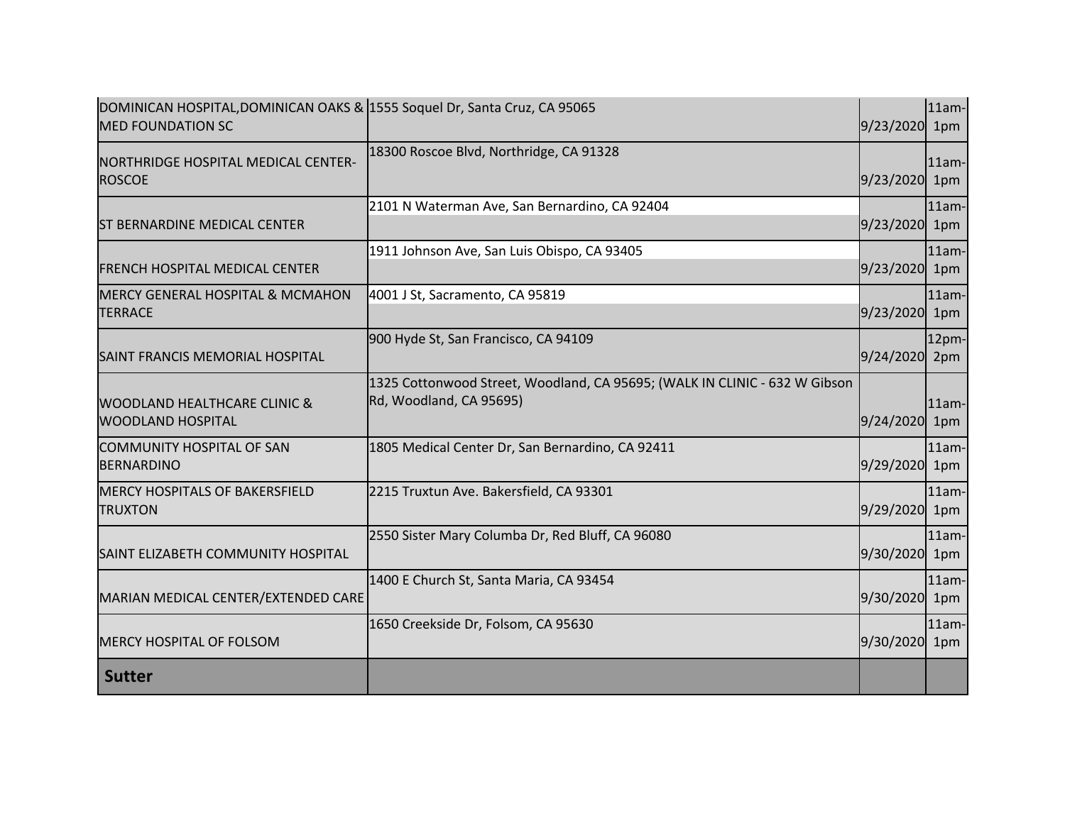| | | | |
|---|---|---|---|
| DOMINICAN HOSPITAL,DOMINICAN OAKS & MED FOUNDATION SC | 1555 Soquel Dr, Santa Cruz, CA 95065 | 9/23/2020 | 11am-1pm |
| NORTHRIDGE HOSPITAL MEDICAL CENTER-ROSCOE | 18300 Roscoe Blvd, Northridge, CA 91328 | 9/23/2020 | 11am-1pm |
| ST BERNARDINE MEDICAL CENTER | 2101 N Waterman Ave, San Bernardino, CA 92404 | 9/23/2020 | 11am-1pm |
| FRENCH HOSPITAL MEDICAL CENTER | 1911 Johnson Ave, San Luis Obispo, CA 93405 | 9/23/2020 | 11am-1pm |
| MERCY GENERAL HOSPITAL & MCMAHON TERRACE | 4001 J St, Sacramento, CA 95819 | 9/23/2020 | 11am-1pm |
| SAINT FRANCIS MEMORIAL HOSPITAL | 900 Hyde St, San Francisco, CA 94109 | 9/24/2020 | 12pm-2pm |
| WOODLAND HEALTHCARE CLINIC & WOODLAND HOSPITAL | 1325 Cottonwood Street, Woodland, CA 95695; (WALK IN CLINIC - 632 W Gibson Rd, Woodland, CA 95695) | 9/24/2020 | 11am-1pm |
| COMMUNITY HOSPITAL OF SAN BERNARDINO | 1805 Medical Center Dr, San Bernardino, CA 92411 | 9/29/2020 | 11am-1pm |
| MERCY HOSPITALS OF BAKERSFIELD TRUXTON | 2215 Truxtun Ave. Bakersfield, CA 93301 | 9/29/2020 | 11am-1pm |
| SAINT ELIZABETH COMMUNITY HOSPITAL | 2550 Sister Mary Columba Dr, Red Bluff, CA 96080 | 9/30/2020 | 11am-1pm |
| MARIAN MEDICAL CENTER/EXTENDED CARE | 1400 E Church St, Santa Maria, CA 93454 | 9/30/2020 | 11am-1pm |
| MERCY HOSPITAL OF FOLSOM | 1650 Creekside Dr, Folsom, CA 95630 | 9/30/2020 | 11am-1pm |
| **Sutter** | | | |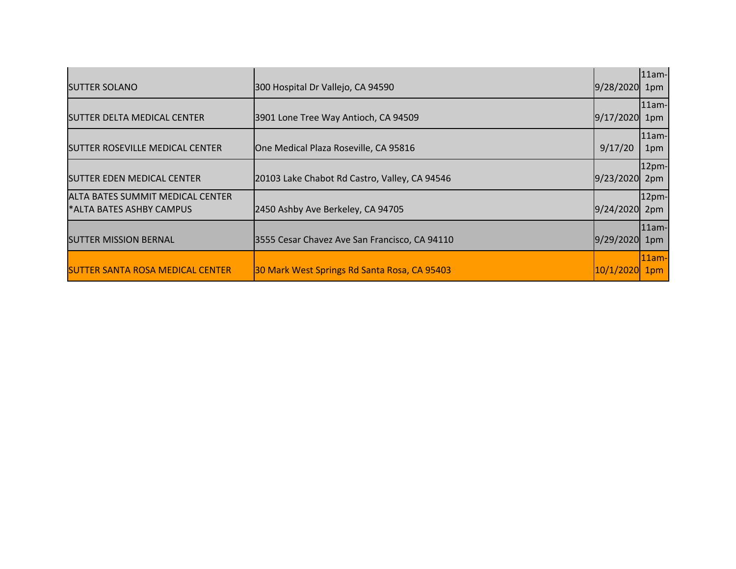| | | | |
|---|---|---|---|
| SUTTER SOLANO | 300 Hospital Dr Vallejo, CA 94590 | 9/28/2020 | 11am-1pm |
| SUTTER DELTA MEDICAL CENTER | 3901 Lone Tree Way Antioch, CA 94509 | 9/17/2020 | 11am-1pm |
| SUTTER ROSEVILLE MEDICAL CENTER | One Medical Plaza Roseville, CA 95816 | 9/17/20 | 11am-1pm |
| SUTTER EDEN MEDICAL CENTER | 20103 Lake Chabot Rd Castro, Valley, CA 94546 | 9/23/2020 | 12pm-2pm |
| ALTA BATES SUMMIT MEDICAL CENTER *ALTA BATES ASHBY CAMPUS | 2450 Ashby Ave Berkeley, CA 94705 | 9/24/2020 | 12pm-2pm |
| SUTTER MISSION BERNAL | 3555 Cesar Chavez Ave San Francisco, CA 94110 | 9/29/2020 | 11am-1pm |
| SUTTER SANTA ROSA MEDICAL CENTER | 30 Mark West Springs Rd Santa Rosa, CA 95403 | 10/1/2020 | 11am-1pm |